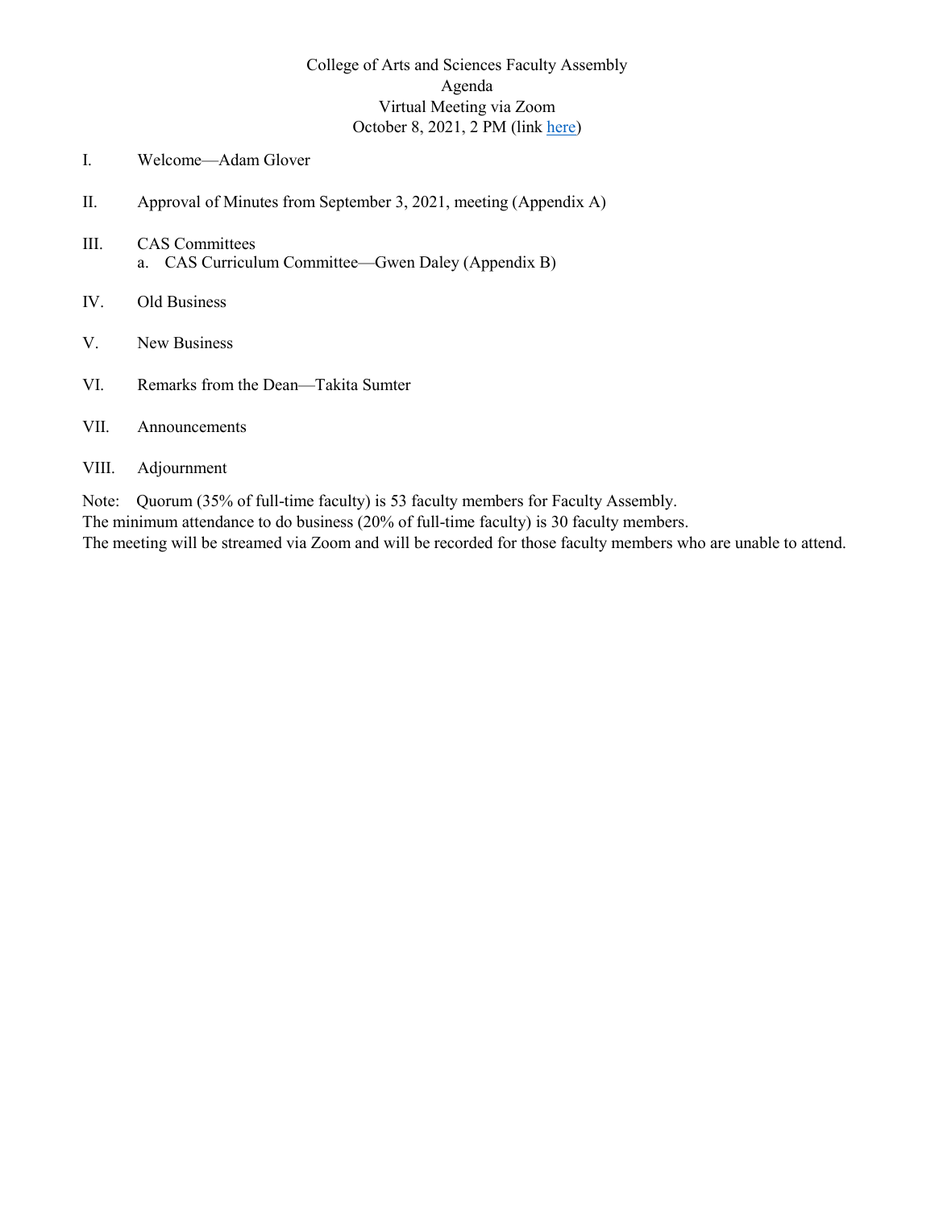# College of Arts and Sciences Faculty Assembly

## Agenda

Virtual Meeting via Zoom

October 8, 2021, 2 PM (link here)

I. Welcome—Adam Glover

II. Approval of Minutes from September 3, 2021, meeting (Appendix A)

III. CAS Committees
   a. CAS Curriculum Committee—Gwen Daley (Appendix B)

IV. Old Business

V. New Business

VI. Remarks from the Dean—Takita Sumter

VII. Announcements

VIII. Adjournment

Note: Quorum (35% of full-time faculty) is 53 faculty members for Faculty Assembly.
The minimum attendance to do business (20% of full-time faculty) is 30 faculty members.
The meeting will be streamed via Zoom and will be recorded for those faculty members who are unable to attend.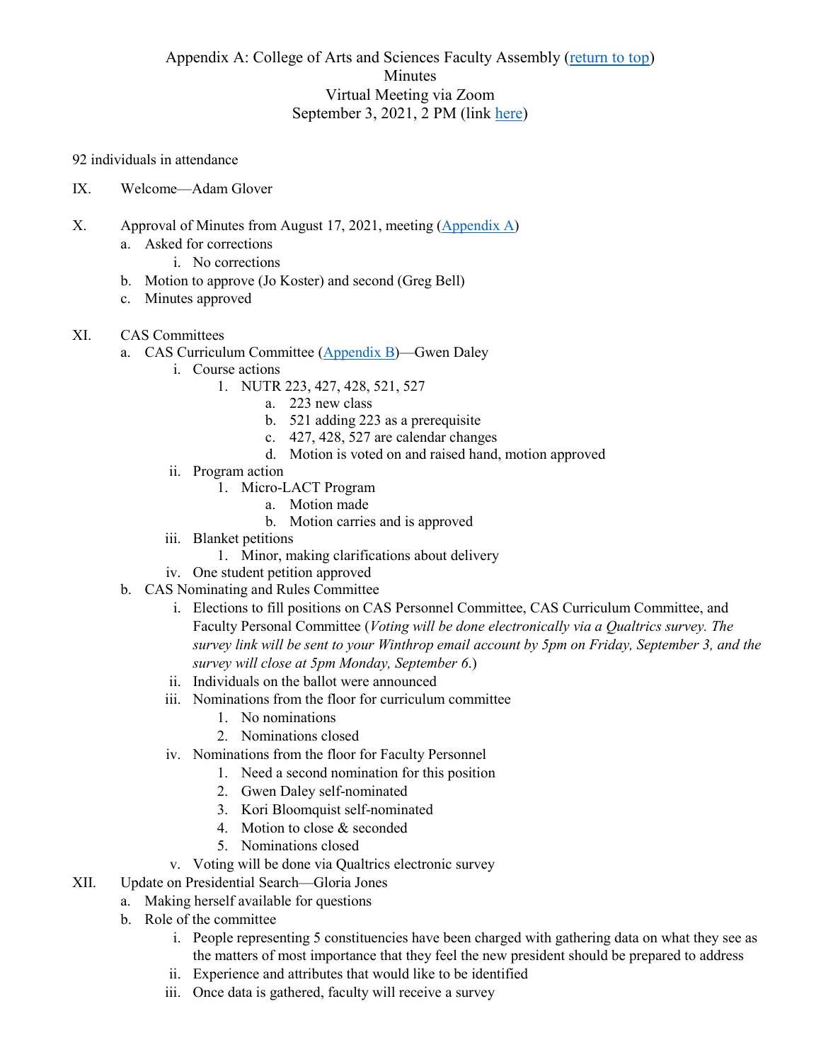Appendix A: College of Arts and Sciences Faculty Assembly (return to top)
Minutes
Virtual Meeting via Zoom
September 3, 2021, 2 PM (link here)

92 individuals in attendance

IX. Welcome—Adam Glover

X. Approval of Minutes from August 17, 2021, meeting (Appendix A)
  a. Asked for corrections
    i. No corrections
  b. Motion to approve (Jo Koster) and second (Greg Bell)
  c. Minutes approved

XI. CAS Committees
  a. CAS Curriculum Committee (Appendix B)—Gwen Daley
    i. Course actions
      1. NUTR 223, 427, 428, 521, 527
        a. 223 new class
        b. 521 adding 223 as a prerequisite
        c. 427, 428, 527 are calendar changes
        d. Motion is voted on and raised hand, motion approved
    ii. Program action
      1. Micro-LACT Program
        a. Motion made
        b. Motion carries and is approved
    iii. Blanket petitions
      1. Minor, making clarifications about delivery
    iv. One student petition approved
  b. CAS Nominating and Rules Committee
    i. Elections to fill positions on CAS Personnel Committee, CAS Curriculum Committee, and Faculty Personal Committee (*Voting will be done electronically via a Qualtrics survey. The survey link will be sent to your Winthrop email account by 5pm on Friday, September 3, and the survey will close at 5pm Monday, September 6.*)
    ii. Individuals on the ballot were announced
    iii. Nominations from the floor for curriculum committee
      1. No nominations
      2. Nominations closed
    iv. Nominations from the floor for Faculty Personnel
      1. Need a second nomination for this position
      2. Gwen Daley self-nominated
      3. Kori Bloomquist self-nominated
      4. Motion to close & seconded
      5. Nominations closed
    v. Voting will be done via Qualtrics electronic survey

XII. Update on Presidential Search—Gloria Jones
  a. Making herself available for questions
  b. Role of the committee
    i. People representing 5 constituencies have been charged with gathering data on what they see as the matters of most importance that they feel the new president should be prepared to address
    ii. Experience and attributes that would like to be identified
    iii. Once data is gathered, faculty will receive a survey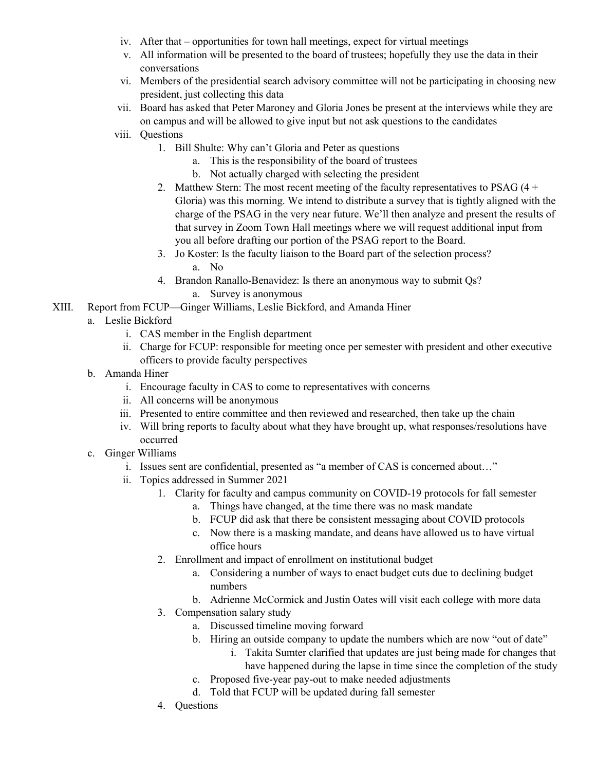iv. After that – opportunities for town hall meetings, expect for virtual meetings
v. All information will be presented to the board of trustees; hopefully they use the data in their conversations
vi. Members of the presidential search advisory committee will not be participating in choosing new president, just collecting this data
vii. Board has asked that Peter Maroney and Gloria Jones be present at the interviews while they are on campus and will be allowed to give input but not ask questions to the candidates
viii. Questions
    1. Bill Shulte: Why can't Gloria and Peter as questions
        a. This is the responsibility of the board of trustees
        b. Not actually charged with selecting the president
    2. Matthew Stern: The most recent meeting of the faculty representatives to PSAG (4 + Gloria) was this morning. We intend to distribute a survey that is tightly aligned with the charge of the PSAG in the very near future. We'll then analyze and present the results of that survey in Zoom Town Hall meetings where we will request additional input from you all before drafting our portion of the PSAG report to the Board.
    3. Jo Koster: Is the faculty liaison to the Board part of the selection process?
        a. No
    4. Brandon Ranallo-Benavidez: Is there an anonymous way to submit Qs?
        a. Survey is anonymous

XIII. Report from FCUP—Ginger Williams, Leslie Bickford, and Amanda Hiner
- a. Leslie Bickford
    - i. CAS member in the English department
    - ii. Charge for FCUP: responsible for meeting once per semester with president and other executive officers to provide faculty perspectives
- b. Amanda Hiner
    - i. Encourage faculty in CAS to come to representatives with concerns
    - ii. All concerns will be anonymous
    - iii. Presented to entire committee and then reviewed and researched, then take up the chain
    - iv. Will bring reports to faculty about what they have brought up, what responses/resolutions have occurred
- c. Ginger Williams
    - i. Issues sent are confidential, presented as "a member of CAS is concerned about…"
    - ii. Topics addressed in Summer 2021
        1. Clarity for faculty and campus community on COVID-19 protocols for fall semester
            a. Things have changed, at the time there was no mask mandate
            b. FCUP did ask that there be consistent messaging about COVID protocols
            c. Now there is a masking mandate, and deans have allowed us to have virtual office hours
        2. Enrollment and impact of enrollment on institutional budget
            a. Considering a number of ways to enact budget cuts due to declining budget numbers
            b. Adrienne McCormick and Justin Oates will visit each college with more data
        3. Compensation salary study
            a. Discussed timeline moving forward
            b. Hiring an outside company to update the numbers which are now "out of date"
                i. Takita Sumter clarified that updates are just being made for changes that have happened during the lapse in time since the completion of the study
            c. Proposed five-year pay-out to make needed adjustments
            d. Told that FCUP will be updated during fall semester
        4. Questions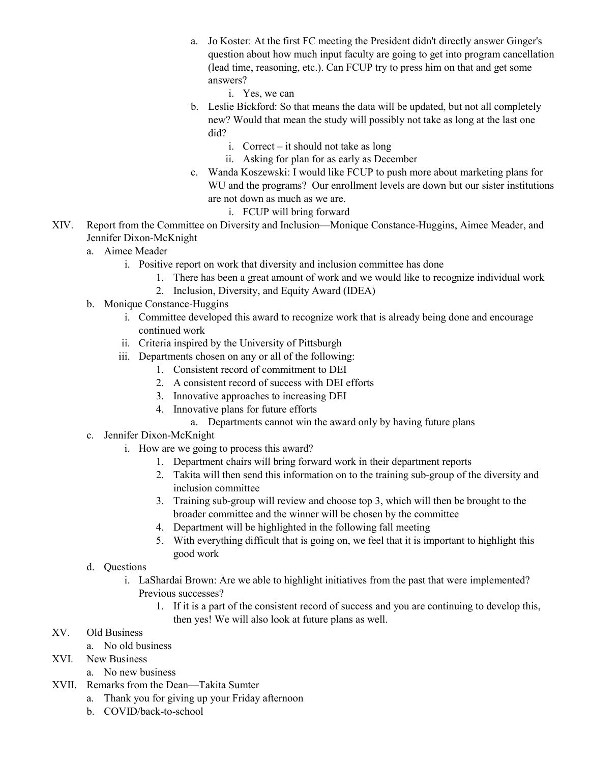a. Jo Koster: At the first FC meeting the President didn't directly answer Ginger's question about how much input faculty are going to get into program cancellation (lead time, reasoning, etc.). Can FCUP try to press him on that and get some answers?
      i. Yes, we can
   b. Leslie Bickford: So that means the data will be updated, but not all completely new? Would that mean the study will possibly not take as long at the last one did?
      i. Correct – it should not take as long
      ii. Asking for plan for as early as December
   c. Wanda Koszewski: I would like FCUP to push more about marketing plans for WU and the programs? Our enrollment levels are down but our sister institutions are not down as much as we are.
      i. FCUP will bring forward

XIV. Report from the Committee on Diversity and Inclusion—Monique Constance-Huggins, Aimee Meader, and Jennifer Dixon-McKnight
   a. Aimee Meader
      i. Positive report on work that diversity and inclusion committee has done
         1. There has been a great amount of work and we would like to recognize individual work
         2. Inclusion, Diversity, and Equity Award (IDEA)
   b. Monique Constance-Huggins
      i. Committee developed this award to recognize work that is already being done and encourage continued work
      ii. Criteria inspired by the University of Pittsburgh
      iii. Departments chosen on any or all of the following:
         1. Consistent record of commitment to DEI
         2. A consistent record of success with DEI efforts
         3. Innovative approaches to increasing DEI
         4. Innovative plans for future efforts
            a. Departments cannot win the award only by having future plans
   c. Jennifer Dixon-McKnight
      i. How are we going to process this award?
         1. Department chairs will bring forward work in their department reports
         2. Takita will then send this information on to the training sub-group of the diversity and inclusion committee
         3. Training sub-group will review and choose top 3, which will then be brought to the broader committee and the winner will be chosen by the committee
         4. Department will be highlighted in the following fall meeting
         5. With everything difficult that is going on, we feel that it is important to highlight this good work
   d. Questions
      i. LaShardai Brown: Are we able to highlight initiatives from the past that were implemented? Previous successes?
         1. If it is a part of the consistent record of success and you are continuing to develop this, then yes! We will also look at future plans as well.

XV. Old Business
   a. No old business

XVI. New Business
   a. No new business

XVII. Remarks from the Dean—Takita Sumter
   a. Thank you for giving up your Friday afternoon
   b. COVID/back-to-school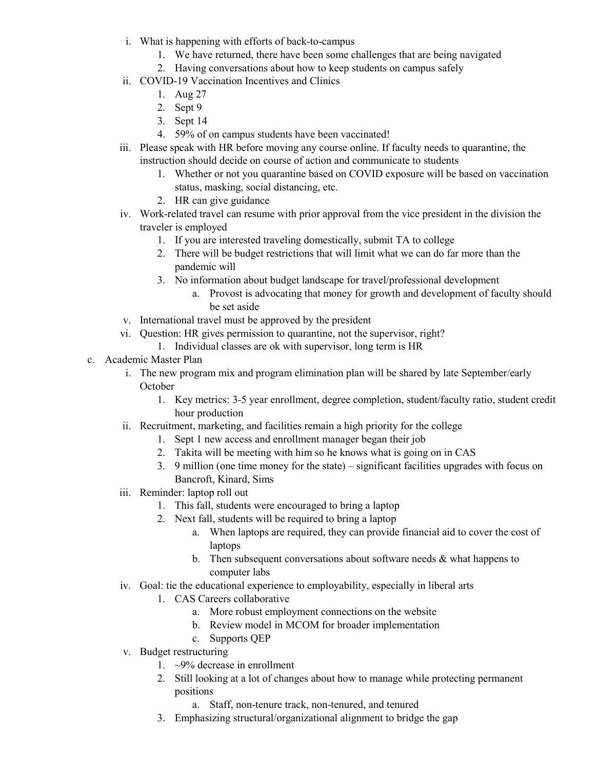i. What is happening with efforts of back-to-campus
      1. We have returned, there have been some challenges that are being navigated
      2. Having conversations about how to keep students on campus safely
   ii. COVID-19 Vaccination Incentives and Clinics
      1. Aug 27
      2. Sept 9
      3. Sept 14
      4. 59% of on campus students have been vaccinated!
   iii. Please speak with HR before moving any course online. If faculty needs to quarantine, the instruction should decide on course of action and communicate to students
      1. Whether or not you quarantine based on COVID exposure will be based on vaccination status, masking, social distancing, etc.
      2. HR can give guidance
   iv. Work-related travel can resume with prior approval from the vice president in the division the traveler is employed
      1. If you are interested traveling domestically, submit TA to college
      2. There will be budget restrictions that will limit what we can do far more than the pandemic will
      3. No information about budget landscape for travel/professional development
         a. Provost is advocating that money for growth and development of faculty should be set aside
   v. International travel must be approved by the president
   vi. Question: HR gives permission to quarantine, not the supervisor, right?
      1. Individual classes are ok with supervisor, long term is HR

c. Academic Master Plan
   i. The new program mix and program elimination plan will be shared by late September/early October
      1. Key metrics: 3-5 year enrollment, degree completion, student/faculty ratio, student credit hour production
   ii. Recruitment, marketing, and facilities remain a high priority for the college
      1. Sept 1 new access and enrollment manager began their job
      2. Takita will be meeting with him so he knows what is going on in CAS
      3. 9 million (one time money for the state) – significant facilities upgrades with focus on Bancroft, Kinard, Sims
   iii. Reminder: laptop roll out
      1. This fall, students were encouraged to bring a laptop
      2. Next fall, students will be required to bring a laptop
         a. When laptops are required, they can provide financial aid to cover the cost of laptops
         b. Then subsequent conversations about software needs & what happens to computer labs
   iv. Goal: tie the educational experience to employability, especially in liberal arts
      1. CAS Careers collaborative
         a. More robust employment connections on the website
         b. Review model in MCOM for broader implementation
         c. Supports QEP
   v. Budget restructuring
      1. ~9% decrease in enrollment
      2. Still looking at a lot of changes about how to manage while protecting permanent positions
         a. Staff, non-tenure track, non-tenured, and tenured
      3. Emphasizing structural/organizational alignment to bridge the gap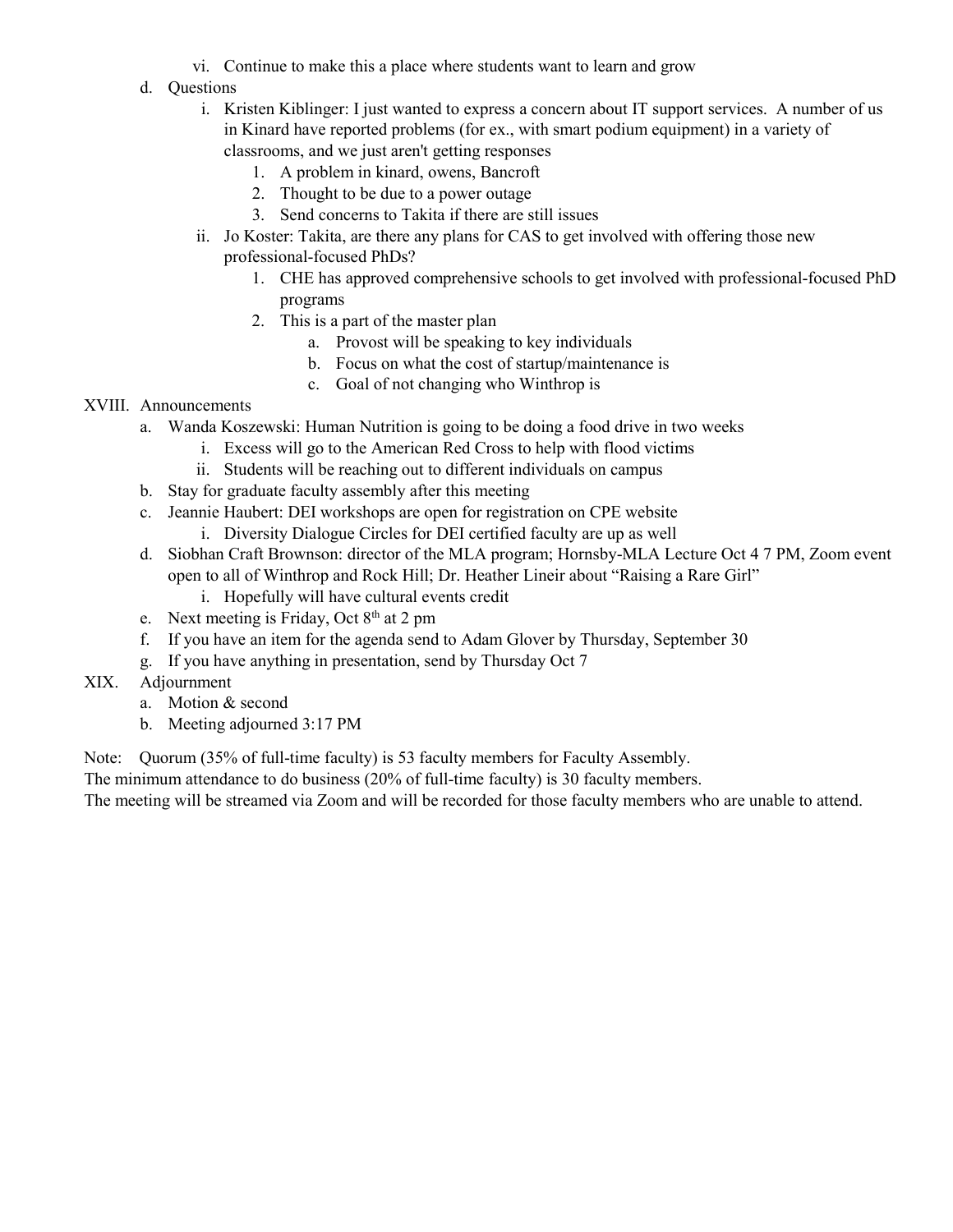- vi. Continue to make this a place where students want to learn and grow
  - d. Questions
    - i. Kristen Kiblinger: I just wanted to express a concern about IT support services. A number of us in Kinard have reported problems (for ex., with smart podium equipment) in a variety of classrooms, and we just aren't getting responses
      1. A problem in kinard, owens, Bancroft
      2. Thought to be due to a power outage
      3. Send concerns to Takita if there are still issues
    - ii. Jo Koster: Takita, are there any plans for CAS to get involved with offering those new professional-focused PhDs?
      1. CHE has approved comprehensive schools to get involved with professional-focused PhD programs
      2. This is a part of the master plan
         - a. Provost will be speaking to key individuals
         - b. Focus on what the cost of startup/maintenance is
         - c. Goal of not changing who Winthrop is

XVIII. Announcements
  - a. Wanda Koszewski: Human Nutrition is going to be doing a food drive in two weeks
    - i. Excess will go to the American Red Cross to help with flood victims
    - ii. Students will be reaching out to different individuals on campus
  - b. Stay for graduate faculty assembly after this meeting
  - c. Jeannie Haubert: DEI workshops are open for registration on CPE website
    - i. Diversity Dialogue Circles for DEI certified faculty are up as well
  - d. Siobhan Craft Brownson: director of the MLA program; Hornsby-MLA Lecture Oct 4 7 PM, Zoom event open to all of Winthrop and Rock Hill; Dr. Heather Lineir about "Raising a Rare Girl"
    - i. Hopefully will have cultural events credit
  - e. Next meeting is Friday, Oct 8th at 2 pm
  - f. If you have an item for the agenda send to Adam Glover by Thursday, September 30
  - g. If you have anything in presentation, send by Thursday Oct 7

XIX. Adjournment
  - a. Motion & second
  - b. Meeting adjourned 3:17 PM

Note: Quorum (35% of full-time faculty) is 53 faculty members for Faculty Assembly.
The minimum attendance to do business (20% of full-time faculty) is 30 faculty members.
The meeting will be streamed via Zoom and will be recorded for those faculty members who are unable to attend.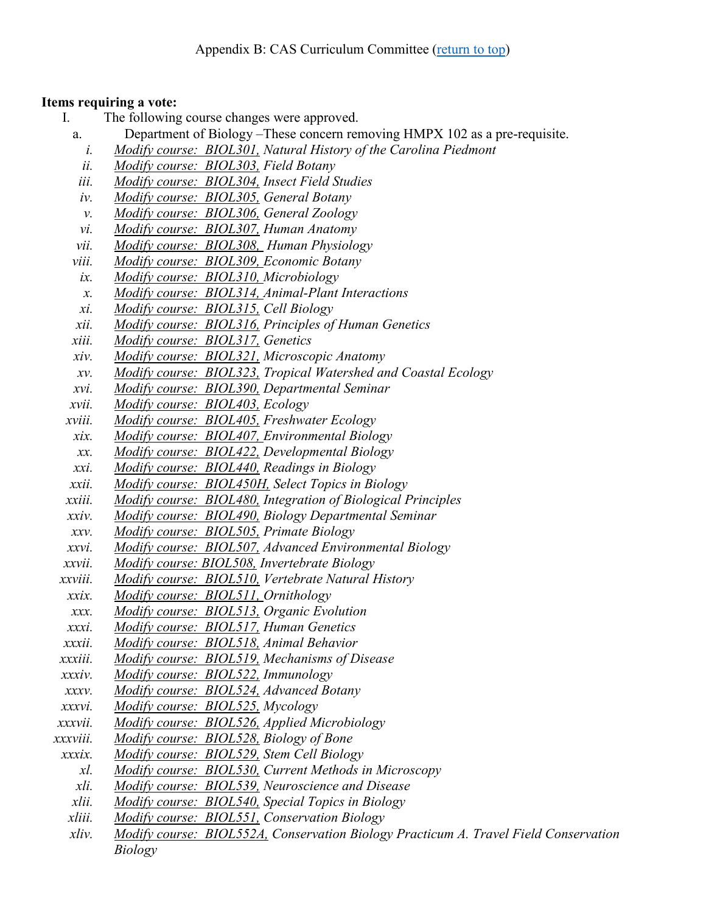Appendix B: CAS Curriculum Committee (return to top)

**Items requiring a vote:**

I. The following course changes were approved.

a. Department of Biology –These concern removing HMPX 102 as a pre-requisite.

i. *Modify course: BIOL301, Natural History of the Carolina Piedmont*
ii. *Modify course: BIOL303, Field Botany*
iii. *Modify course: BIOL304, Insect Field Studies*
iv. *Modify course: BIOL305, General Botany*
v. *Modify course: BIOL306, General Zoology*
vi. *Modify course: BIOL307, Human Anatomy*
vii. *Modify course: BIOL308, Human Physiology*
viii. *Modify course: BIOL309, Economic Botany*
ix. *Modify course: BIOL310, Microbiology*
x. *Modify course: BIOL314, Animal-Plant Interactions*
xi. *Modify course: BIOL315, Cell Biology*
xii. *Modify course: BIOL316, Principles of Human Genetics*
xiii. *Modify course: BIOL317, Genetics*
xiv. *Modify course: BIOL321, Microscopic Anatomy*
xv. *Modify course: BIOL323, Tropical Watershed and Coastal Ecology*
xvi. *Modify course: BIOL390, Departmental Seminar*
xvii. *Modify course: BIOL403, Ecology*
xviii. *Modify course: BIOL405, Freshwater Ecology*
xix. *Modify course: BIOL407, Environmental Biology*
xx. *Modify course: BIOL422, Developmental Biology*
xxi. *Modify course: BIOL440, Readings in Biology*
xxii. *Modify course: BIOL450H, Select Topics in Biology*
xxiii. *Modify course: BIOL480, Integration of Biological Principles*
xxiv. *Modify course: BIOL490, Biology Departmental Seminar*
xxv. *Modify course: BIOL505, Primate Biology*
xxvi. *Modify course: BIOL507, Advanced Environmental Biology*
xxvii. *Modify course: BIOL508, Invertebrate Biology*
xxviii. *Modify course: BIOL510, Vertebrate Natural History*
xxix. *Modify course: BIOL511, Ornithology*
xxx. *Modify course: BIOL513, Organic Evolution*
xxxi. *Modify course: BIOL517, Human Genetics*
xxxii. *Modify course: BIOL518, Animal Behavior*
xxxiii. *Modify course: BIOL519, Mechanisms of Disease*
xxxiv. *Modify course: BIOL522, Immunology*
xxxv. *Modify course: BIOL524, Advanced Botany*
xxxvi. *Modify course: BIOL525, Mycology*
xxxvii. *Modify course: BIOL526, Applied Microbiology*
xxxviii. *Modify course: BIOL528, Biology of Bone*
xxxix. *Modify course: BIOL529, Stem Cell Biology*
xl. *Modify course: BIOL530, Current Methods in Microscopy*
xli. *Modify course: BIOL539, Neuroscience and Disease*
xlii. *Modify course: BIOL540, Special Topics in Biology*
xliii. *Modify course: BIOL551, Conservation Biology*
xliv. *Modify course: BIOL552A, Conservation Biology Practicum A. Travel Field Conservation Biology*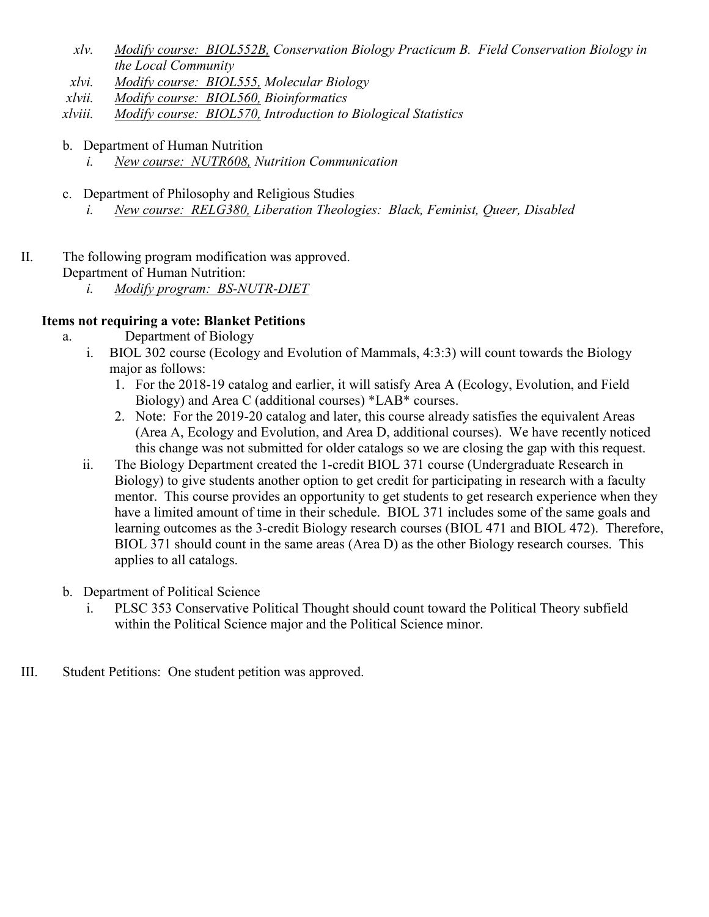xlv. *Modify course: BIOL552B, Conservation Biology Practicum B. Field Conservation Biology in the Local Community*

xlvi. *Modify course: BIOL555, Molecular Biology*

xlvii. *Modify course: BIOL560, Bioinformatics*

xlviii. *Modify course: BIOL570, Introduction to Biological Statistics*

b. Department of Human Nutrition

  i. *New course: NUTR608, Nutrition Communication*

c. Department of Philosophy and Religious Studies

  i. *New course: RELG380, Liberation Theologies: Black, Feminist, Queer, Disabled*

II. The following program modification was approved.
Department of Human Nutrition:

  i. *Modify program: BS-NUTR-DIET*

**Items not requiring a vote: Blanket Petitions**

a. Department of Biology

  i. BIOL 302 course (Ecology and Evolution of Mammals, 4:3:3) will count towards the Biology major as follows:

    1. For the 2018-19 catalog and earlier, it will satisfy Area A (Ecology, Evolution, and Field Biology) and Area C (additional courses) *LAB* courses.
    2. Note: For the 2019-20 catalog and later, this course already satisfies the equivalent Areas (Area A, Ecology and Evolution, and Area D, additional courses). We have recently noticed this change was not submitted for older catalogs so we are closing the gap with this request.

  ii. The Biology Department created the 1-credit BIOL 371 course (Undergraduate Research in Biology) to give students another option to get credit for participating in research with a faculty mentor. This course provides an opportunity to get students to get research experience when they have a limited amount of time in their schedule. BIOL 371 includes some of the same goals and learning outcomes as the 3-credit Biology research courses (BIOL 471 and BIOL 472). Therefore, BIOL 371 should count in the same areas (Area D) as the other Biology research courses. This applies to all catalogs.

b. Department of Political Science

  i. PLSC 353 Conservative Political Thought should count toward the Political Theory subfield within the Political Science major and the Political Science minor.

III. Student Petitions: One student petition was approved.